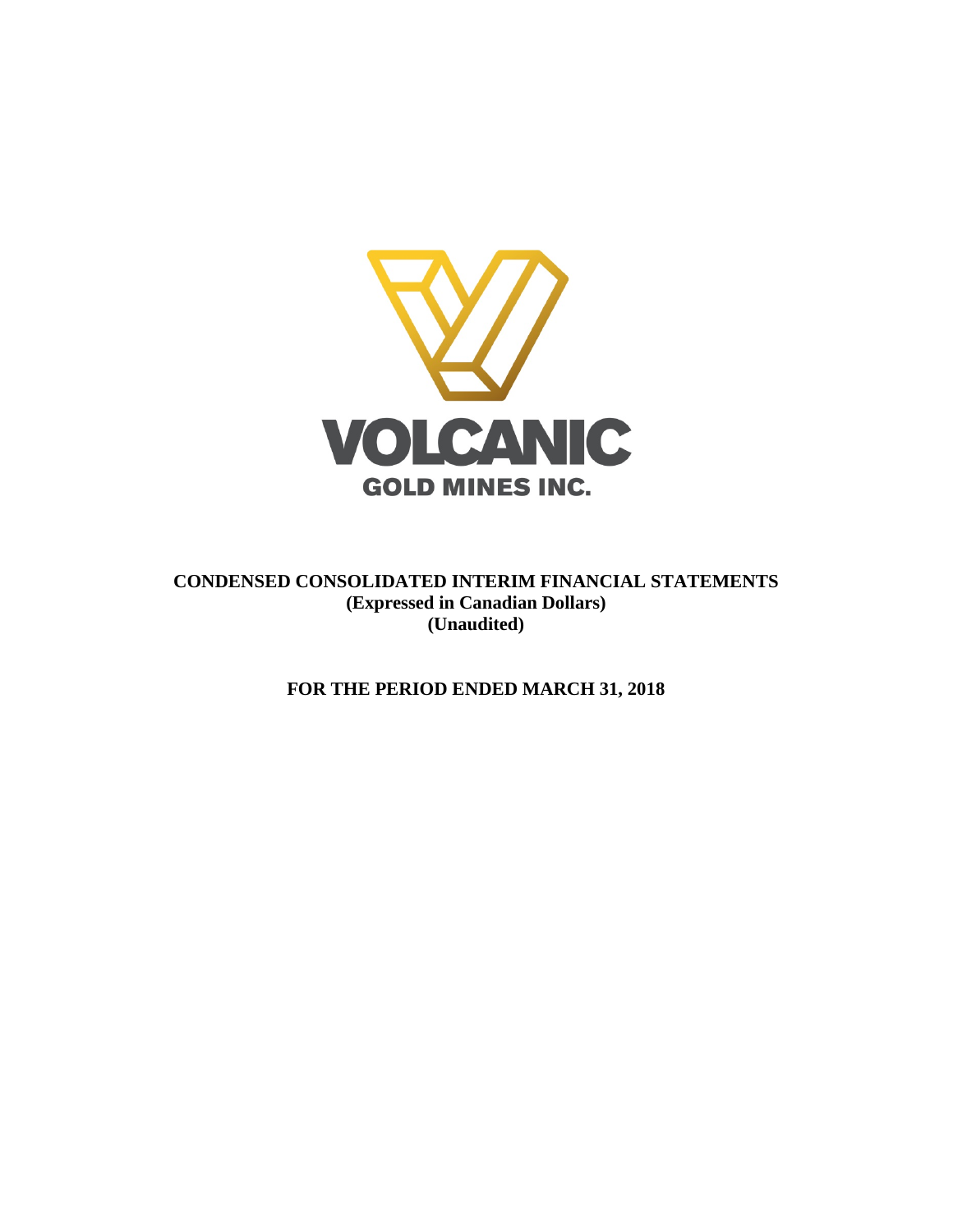VOLCANIC

GOLD MINES INC.

**CONDENSED CONSOLIDATED INTERIM FINANCIAL STATEMENTS**
**(Expressed in Canadian Dollars)**
**(Unaudited)**

**FOR THE PERIOD ENDED MARCH 31, 2018**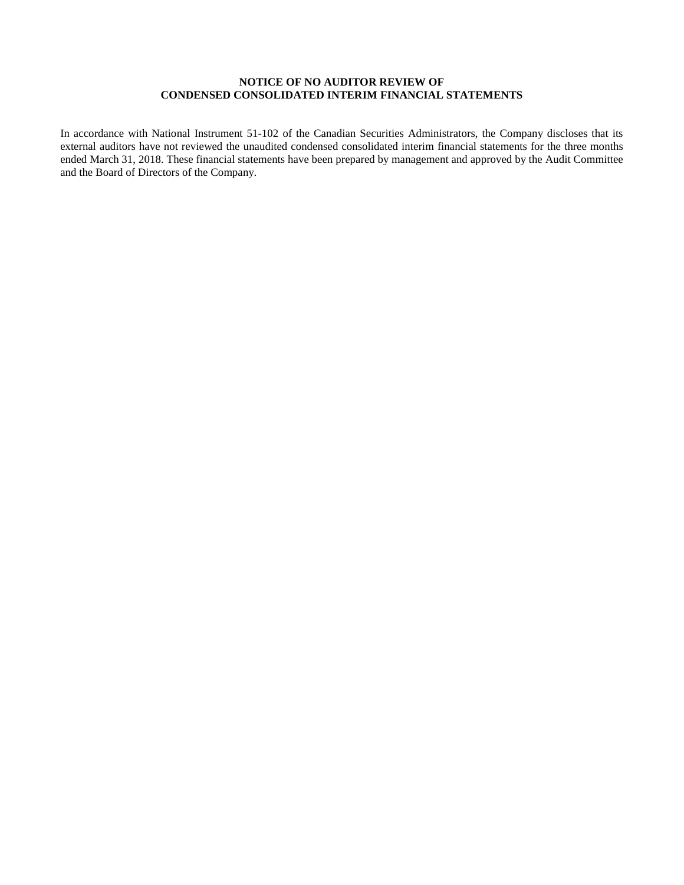**NOTICE OF NO AUDITOR REVIEW OF**
**CONDENSED CONSOLIDATED INTERIM FINANCIAL STATEMENTS**

In accordance with National Instrument 51-102 of the Canadian Securities Administrators, the Company discloses that its external auditors have not reviewed the unaudited condensed consolidated interim financial statements for the three months ended March 31, 2018. These financial statements have been prepared by management and approved by the Audit Committee and the Board of Directors of the Company.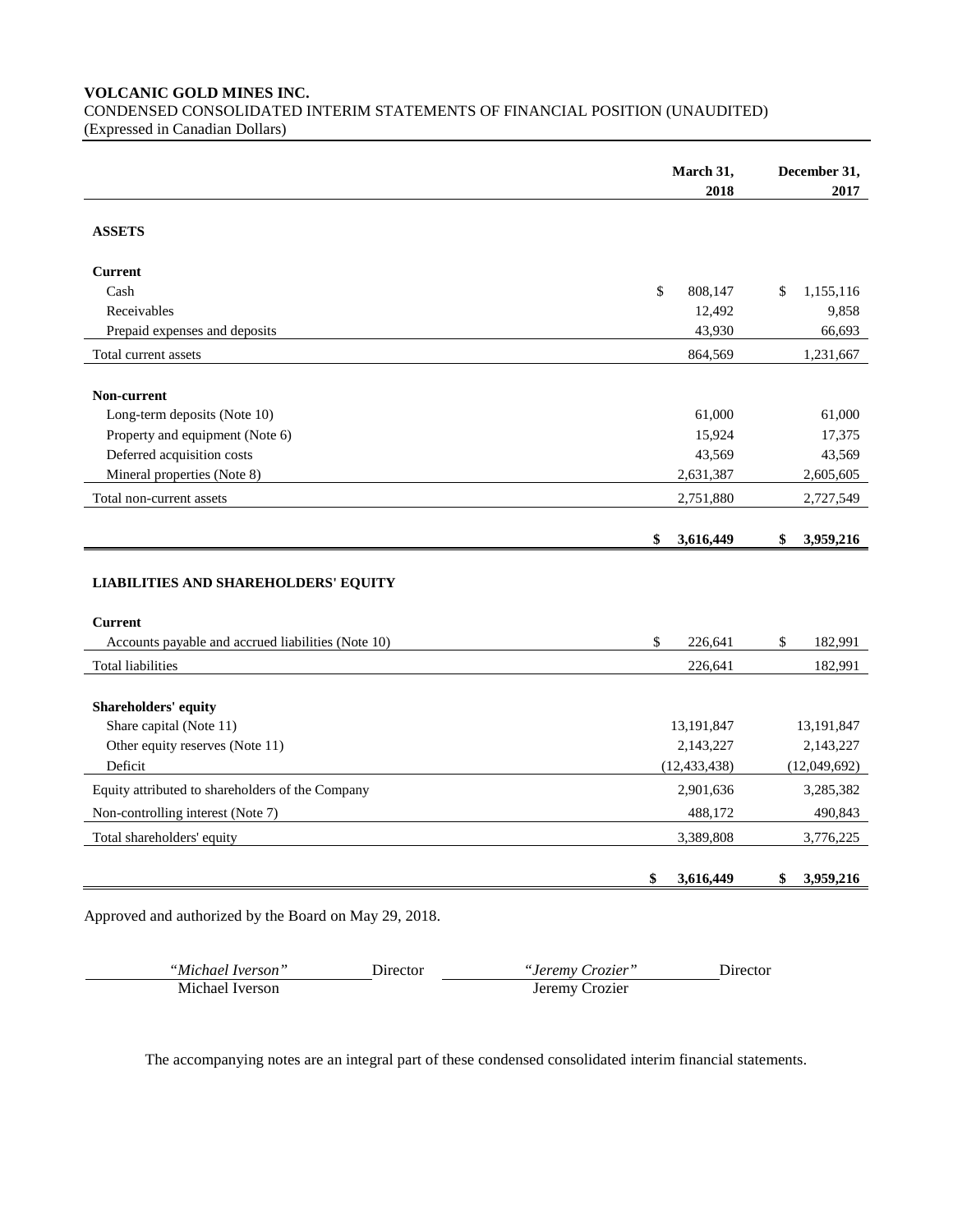**VOLCANIC GOLD MINES INC.**
CONDENSED CONSOLIDATED INTERIM STATEMENTS OF FINANCIAL POSITION (UNAUDITED)
(Expressed in Canadian Dollars)

| | March 31, 2018 | December 31, 2017 |
|---|---|---|
| **ASSETS** | | |
| **Current** | | |
| Cash | $ 808,147 | $ 1,155,116 |
| Receivables | 12,492 | 9,858 |
| Prepaid expenses and deposits | 43,930 | 66,693 |
| Total current assets | 864,569 | 1,231,667 |
| **Non-current** | | |
| Long-term deposits (Note 10) | 61,000 | 61,000 |
| Property and equipment (Note 6) | 15,924 | 17,375 |
| Deferred acquisition costs | 43,569 | 43,569 |
| Mineral properties (Note 8) | 2,631,387 | 2,605,605 |
| Total non-current assets | 2,751,880 | 2,727,549 |
| | **$ 3,616,449** | **$ 3,959,216** |
| **LIABILITIES AND SHAREHOLDERS' EQUITY** | | |
| **Current** | | |
| Accounts payable and accrued liabilities (Note 10) | $ 226,641 | $ 182,991 |
| Total liabilities | 226,641 | 182,991 |
| **Shareholders' equity** | | |
| Share capital (Note 11) | 13,191,847 | 13,191,847 |
| Other equity reserves (Note 11) | 2,143,227 | 2,143,227 |
| Deficit | (12,433,438) | (12,049,692) |
| Equity attributed to shareholders of the Company | 2,901,636 | 3,285,382 |
| Non-controlling interest (Note 7) | 488,172 | 490,843 |
| Total shareholders' equity | 3,389,808 | 3,776,225 |
| | **$ 3,616,449** | **$ 3,959,216** |

Approved and authorized by the Board on May 29, 2018.

| *"Michael Iverson"* | Director | *"Jeremy Crozier"* | Director |
|---|---|---|---|
| Michael Iverson | | Jeremy Crozier | |

The accompanying notes are an integral part of these condensed consolidated interim financial statements.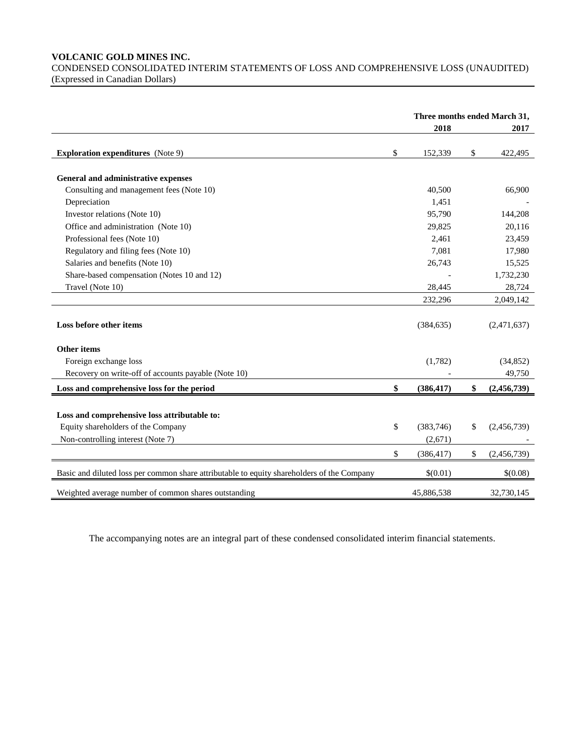**VOLCANIC GOLD MINES INC.**

CONDENSED CONSOLIDATED INTERIM STATEMENTS OF LOSS AND COMPREHENSIVE LOSS (UNAUDITED)
(Expressed in Canadian Dollars)

| | Three months ended March 31, 2018 | 2017 |
|---|---|---|
| **Exploration expenditures** (Note 9) | $ 152,339 | $ 422,495 |
| **General and administrative expenses** | | |
| Consulting and management fees (Note 10) | 40,500 | 66,900 |
| Depreciation | 1,451 | - |
| Investor relations (Note 10) | 95,790 | 144,208 |
| Office and administration (Note 10) | 29,825 | 20,116 |
| Professional fees (Note 10) | 2,461 | 23,459 |
| Regulatory and filing fees (Note 10) | 7,081 | 17,980 |
| Salaries and benefits (Note 10) | 26,743 | 15,525 |
| Share-based compensation (Notes 10 and 12) | - | 1,732,230 |
| Travel (Note 10) | 28,445 | 28,724 |
| | 232,296 | 2,049,142 |
| **Loss before other items** | (384,635) | (2,471,637) |
| **Other items** | | |
| Foreign exchange loss | (1,782) | (34,852) |
| Recovery on write-off of accounts payable (Note 10) | - | 49,750 |
| **Loss and comprehensive loss for the period** | **$ (386,417)** | **$ (2,456,739)** |
| **Loss and comprehensive loss attributable to:** | | |
| Equity shareholders of the Company | $ (383,746) | $ (2,456,739) |
| Non-controlling interest (Note 7) | (2,671) | - |
| | $ (386,417) | $ (2,456,739) |
| Basic and diluted loss per common share attributable to equity shareholders of the Company | $(0.01) | $(0.08) |
| Weighted average number of common shares outstanding | 45,886,538 | 32,730,145 |

The accompanying notes are an integral part of these condensed consolidated interim financial statements.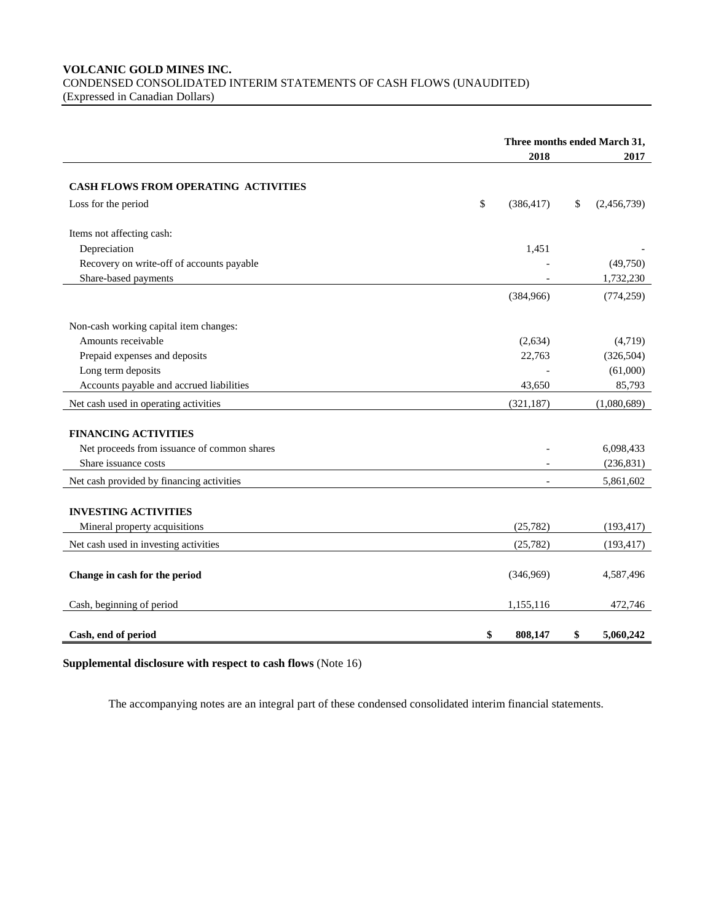**VOLCANIC GOLD MINES INC.**
CONDENSED CONSOLIDATED INTERIM STATEMENTS OF CASH FLOWS (UNAUDITED)
(Expressed in Canadian Dollars)

| | Three months ended March 31, | |
|---|---|---|
| | **2018** | **2017** |
| **CASH FLOWS FROM OPERATING ACTIVITIES** | | |
| Loss for the period | $ (386,417) | $ (2,456,739) |
| Items not affecting cash: | | |
| Depreciation | 1,451 | - |
| Recovery on write-off of accounts payable | - | (49,750) |
| Share-based payments | - | 1,732,230 |
| | (384,966) | (774,259) |
| Non-cash working capital item changes: | | |
| Amounts receivable | (2,634) | (4,719) |
| Prepaid expenses and deposits | 22,763 | (326,504) |
| Long term deposits | - | (61,000) |
| Accounts payable and accrued liabilities | 43,650 | 85,793 |
| Net cash used in operating activities | (321,187) | (1,080,689) |
| **FINANCING ACTIVITIES** | | |
| Net proceeds from issuance of common shares | - | 6,098,433 |
| Share issuance costs | - | (236,831) |
| Net cash provided by financing activities | - | 5,861,602 |
| **INVESTING ACTIVITIES** | | |
| Mineral property acquisitions | (25,782) | (193,417) |
| Net cash used in investing activities | (25,782) | (193,417) |
| **Change in cash for the period** | (346,969) | 4,587,496 |
| Cash, beginning of period | 1,155,116 | 472,746 |
| **Cash, end of period** | **$ 808,147** | **$ 5,060,242** |

**Supplemental disclosure with respect to cash flows** (Note 16)

The accompanying notes are an integral part of these condensed consolidated interim financial statements.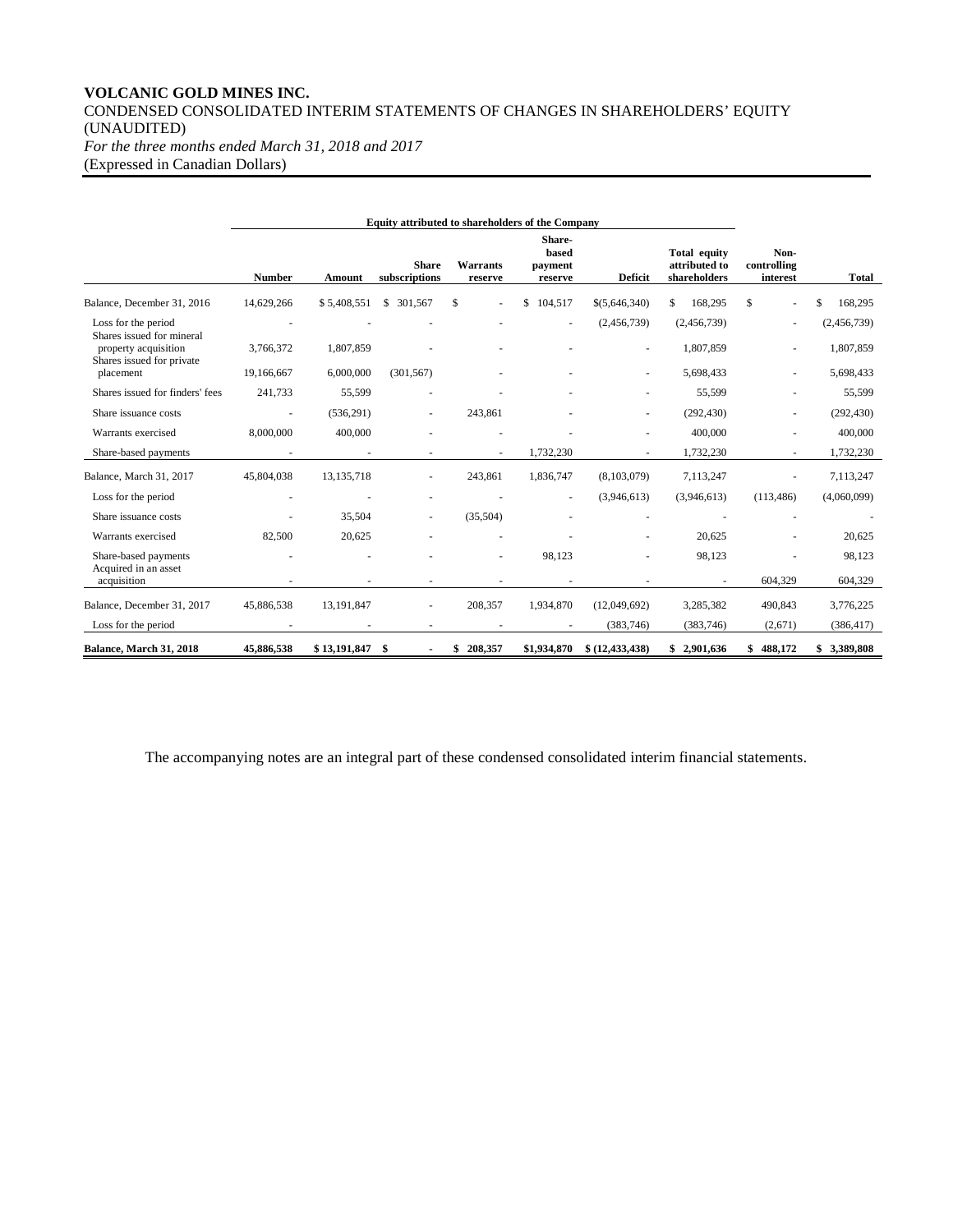# VOLCANIC GOLD MINES INC.

CONDENSED CONSOLIDATED INTERIM STATEMENTS OF CHANGES IN SHAREHOLDERS' EQUITY (UNAUDITED)

*For the three months ended March 31, 2018 and 2017*

(Expressed in Canadian Dollars)

| | Equity attributed to shareholders of the Company | | | | | | | | |
|---|---|---|---|---|---|---|---|---|---|
| | **Number** | **Amount** | **Share subscriptions** | **Warrants reserve** | **Share-based payment reserve** | **Deficit** | **Total equity attributed to shareholders** | **Non-controlling interest** | **Total** |
| Balance, December 31, 2016 | 14,629,266 | $ 5,408,551 | $ 301,567 | $ - | $ 104,517 | $(5,646,340) | $ 168,295 | $ - | $ 168,295 |
| Loss for the period | - | - | - | - | - | (2,456,739) | (2,456,739) | - | (2,456,739) |
| Shares issued for mineral property acquisition | 3,766,372 | 1,807,859 | - | - | - | - | 1,807,859 | - | 1,807,859 |
| Shares issued for private placement | 19,166,667 | 6,000,000 | (301,567) | - | - | - | 5,698,433 | - | 5,698,433 |
| Shares issued for finders' fees | 241,733 | 55,599 | - | - | - | - | 55,599 | - | 55,599 |
| Share issuance costs | - | (536,291) | - | 243,861 | - | - | (292,430) | - | (292,430) |
| Warrants exercised | 8,000,000 | 400,000 | - | - | - | - | 400,000 | - | 400,000 |
| Share-based payments | - | - | - | - | 1,732,230 | - | 1,732,230 | - | 1,732,230 |
| Balance, March 31, 2017 | 45,804,038 | 13,135,718 | - | 243,861 | 1,836,747 | (8,103,079) | 7,113,247 | - | 7,113,247 |
| Loss for the period | - | - | - | - | - | (3,946,613) | (3,946,613) | (113,486) | (4,060,099) |
| Share issuance costs | - | 35,504 | - | (35,504) | - | - | - | - | - |
| Warrants exercised | 82,500 | 20,625 | - | - | - | - | 20,625 | - | 20,625 |
| Share-based payments | - | - | - | - | 98,123 | - | 98,123 | - | 98,123 |
| Acquired in an asset acquisition | - | - | - | - | - | - | - | 604,329 | 604,329 |
| Balance, December 31, 2017 | 45,886,538 | 13,191,847 | - | 208,357 | 1,934,870 | (12,049,692) | 3,285,382 | 490,843 | 3,776,225 |
| Loss for the period | - | - | - | - | - | (383,746) | (383,746) | (2,671) | (386,417) |
| **Balance, March 31, 2018** | **45,886,538** | **$ 13,191,847** | **$ -** | **$ 208,357** | **$1,934,870** | **$ (12,433,438)** | **$ 2,901,636** | **$ 488,172** | **$ 3,389,808** |

The accompanying notes are an integral part of these condensed consolidated interim financial statements.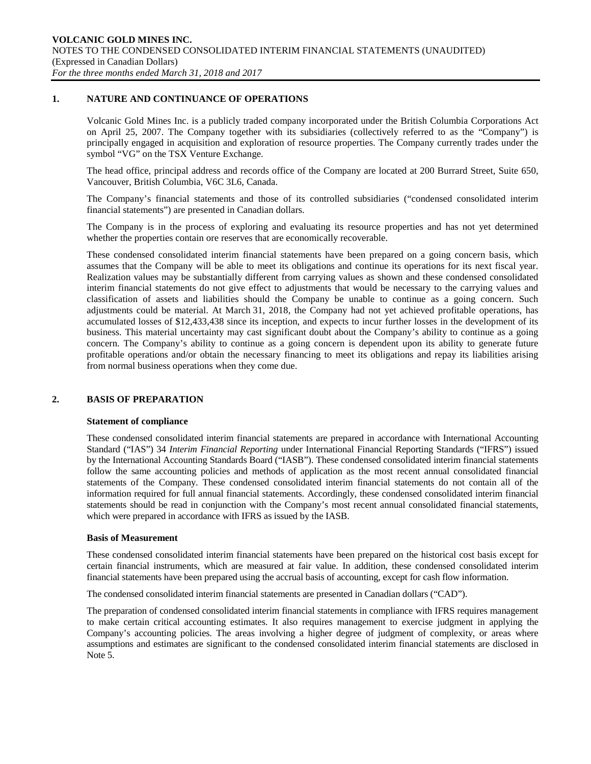## 1. NATURE AND CONTINUANCE OF OPERATIONS

Volcanic Gold Mines Inc. is a publicly traded company incorporated under the British Columbia Corporations Act on April 25, 2007. The Company together with its subsidiaries (collectively referred to as the "Company") is principally engaged in acquisition and exploration of resource properties. The Company currently trades under the symbol "VG" on the TSX Venture Exchange.

The head office, principal address and records office of the Company are located at 200 Burrard Street, Suite 650, Vancouver, British Columbia, V6C 3L6, Canada.

The Company's financial statements and those of its controlled subsidiaries ("condensed consolidated interim financial statements") are presented in Canadian dollars.

The Company is in the process of exploring and evaluating its resource properties and has not yet determined whether the properties contain ore reserves that are economically recoverable.

These condensed consolidated interim financial statements have been prepared on a going concern basis, which assumes that the Company will be able to meet its obligations and continue its operations for its next fiscal year. Realization values may be substantially different from carrying values as shown and these condensed consolidated interim financial statements do not give effect to adjustments that would be necessary to the carrying values and classification of assets and liabilities should the Company be unable to continue as a going concern. Such adjustments could be material. At March 31, 2018, the Company had not yet achieved profitable operations, has accumulated losses of $12,433,438 since its inception, and expects to incur further losses in the development of its business. This material uncertainty may cast significant doubt about the Company's ability to continue as a going concern. The Company's ability to continue as a going concern is dependent upon its ability to generate future profitable operations and/or obtain the necessary financing to meet its obligations and repay its liabilities arising from normal business operations when they come due.

## 2. BASIS OF PREPARATION

### Statement of compliance

These condensed consolidated interim financial statements are prepared in accordance with International Accounting Standard ("IAS") 34 *Interim Financial Reporting* under International Financial Reporting Standards ("IFRS") issued by the International Accounting Standards Board ("IASB"). These condensed consolidated interim financial statements follow the same accounting policies and methods of application as the most recent annual consolidated financial statements of the Company. These condensed consolidated interim financial statements do not contain all of the information required for full annual financial statements. Accordingly, these condensed consolidated interim financial statements should be read in conjunction with the Company's most recent annual consolidated financial statements, which were prepared in accordance with IFRS as issued by the IASB.

### Basis of Measurement

These condensed consolidated interim financial statements have been prepared on the historical cost basis except for certain financial instruments, which are measured at fair value. In addition, these condensed consolidated interim financial statements have been prepared using the accrual basis of accounting, except for cash flow information.

The condensed consolidated interim financial statements are presented in Canadian dollars ("CAD").

The preparation of condensed consolidated interim financial statements in compliance with IFRS requires management to make certain critical accounting estimates. It also requires management to exercise judgment in applying the Company's accounting policies. The areas involving a higher degree of judgment of complexity, or areas where assumptions and estimates are significant to the condensed consolidated interim financial statements are disclosed in Note 5.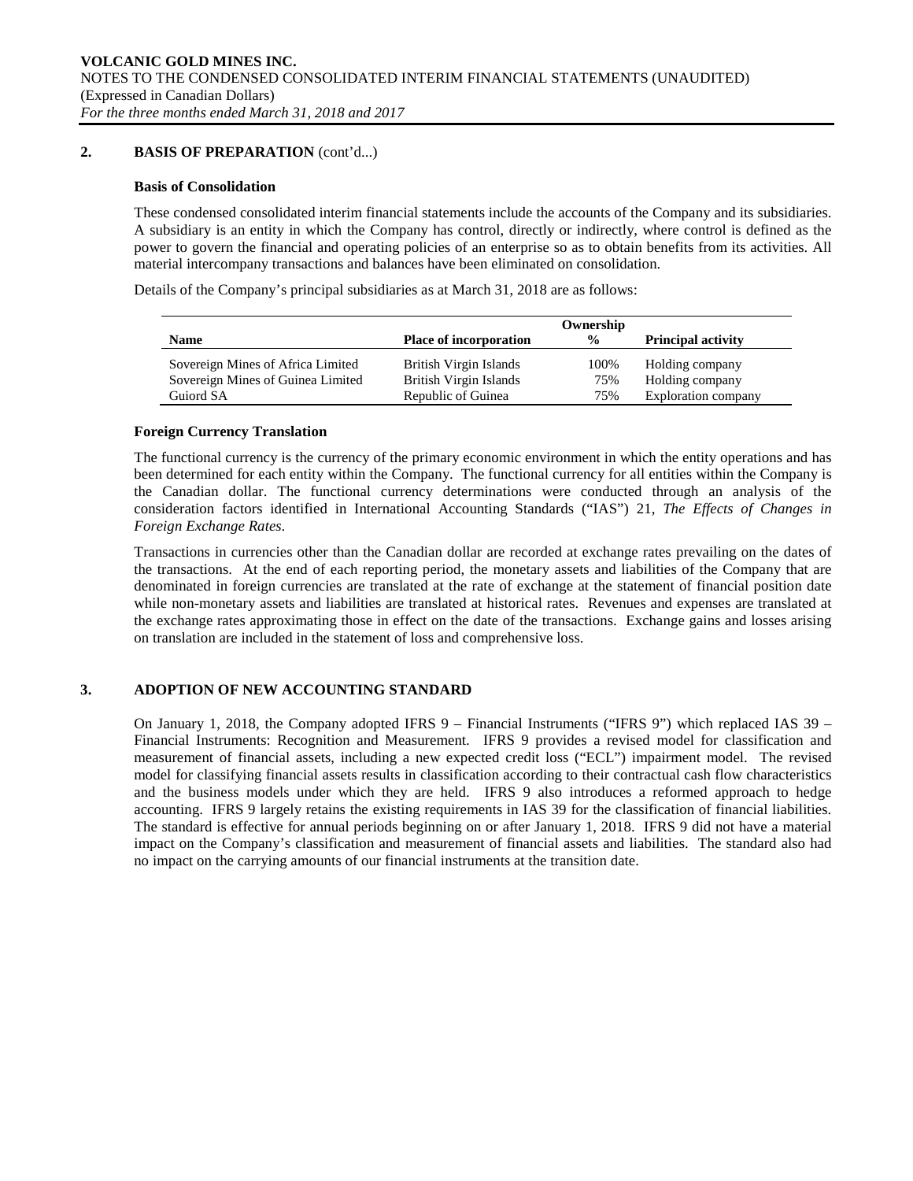## 2. BASIS OF PREPARATION (cont'd...)

### Basis of Consolidation

These condensed consolidated interim financial statements include the accounts of the Company and its subsidiaries. A subsidiary is an entity in which the Company has control, directly or indirectly, where control is defined as the power to govern the financial and operating policies of an enterprise so as to obtain benefits from its activities. All material intercompany transactions and balances have been eliminated on consolidation.

Details of the Company's principal subsidiaries as at March 31, 2018 are as follows:

| Name | Place of incorporation | Ownership % | Principal activity |
|---|---|---|---|
| Sovereign Mines of Africa Limited | British Virgin Islands | 100% | Holding company |
| Sovereign Mines of Guinea Limited | British Virgin Islands | 75% | Holding company |
| Guiord SA | Republic of Guinea | 75% | Exploration company |

### Foreign Currency Translation

The functional currency is the currency of the primary economic environment in which the entity operations and has been determined for each entity within the Company. The functional currency for all entities within the Company is the Canadian dollar. The functional currency determinations were conducted through an analysis of the consideration factors identified in International Accounting Standards ("IAS") 21, *The Effects of Changes in Foreign Exchange Rates*.

Transactions in currencies other than the Canadian dollar are recorded at exchange rates prevailing on the dates of the transactions. At the end of each reporting period, the monetary assets and liabilities of the Company that are denominated in foreign currencies are translated at the rate of exchange at the statement of financial position date while non-monetary assets and liabilities are translated at historical rates. Revenues and expenses are translated at the exchange rates approximating those in effect on the date of the transactions. Exchange gains and losses arising on translation are included in the statement of loss and comprehensive loss.

## 3. ADOPTION OF NEW ACCOUNTING STANDARD

On January 1, 2018, the Company adopted IFRS 9 – Financial Instruments ("IFRS 9") which replaced IAS 39 – Financial Instruments: Recognition and Measurement. IFRS 9 provides a revised model for classification and measurement of financial assets, including a new expected credit loss ("ECL") impairment model. The revised model for classifying financial assets results in classification according to their contractual cash flow characteristics and the business models under which they are held. IFRS 9 also introduces a reformed approach to hedge accounting. IFRS 9 largely retains the existing requirements in IAS 39 for the classification of financial liabilities. The standard is effective for annual periods beginning on or after January 1, 2018. IFRS 9 did not have a material impact on the Company's classification and measurement of financial assets and liabilities. The standard also had no impact on the carrying amounts of our financial instruments at the transition date.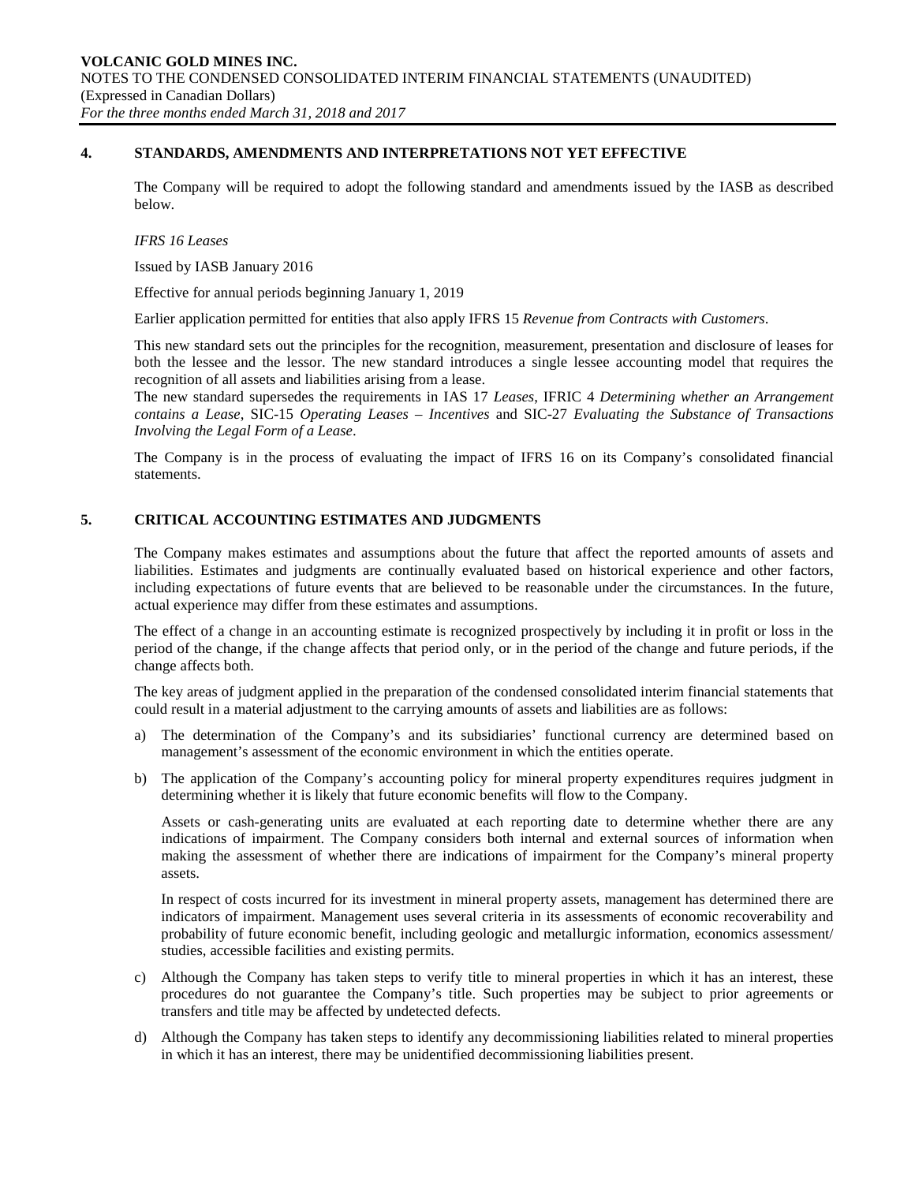## 4. STANDARDS, AMENDMENTS AND INTERPRETATIONS NOT YET EFFECTIVE

The Company will be required to adopt the following standard and amendments issued by the IASB as described below.

*IFRS 16 Leases*

Issued by IASB January 2016

Effective for annual periods beginning January 1, 2019

Earlier application permitted for entities that also apply IFRS 15 *Revenue from Contracts with Customers*.

This new standard sets out the principles for the recognition, measurement, presentation and disclosure of leases for both the lessee and the lessor. The new standard introduces a single lessee accounting model that requires the recognition of all assets and liabilities arising from a lease.

The new standard supersedes the requirements in IAS 17 *Leases*, IFRIC 4 *Determining whether an Arrangement contains a Lease*, SIC-15 *Operating Leases – Incentives* and SIC-27 *Evaluating the Substance of Transactions Involving the Legal Form of a Lease*.

The Company is in the process of evaluating the impact of IFRS 16 on its Company's consolidated financial statements.

## 5. CRITICAL ACCOUNTING ESTIMATES AND JUDGMENTS

The Company makes estimates and assumptions about the future that affect the reported amounts of assets and liabilities. Estimates and judgments are continually evaluated based on historical experience and other factors, including expectations of future events that are believed to be reasonable under the circumstances. In the future, actual experience may differ from these estimates and assumptions.

The effect of a change in an accounting estimate is recognized prospectively by including it in profit or loss in the period of the change, if the change affects that period only, or in the period of the change and future periods, if the change affects both.

The key areas of judgment applied in the preparation of the condensed consolidated interim financial statements that could result in a material adjustment to the carrying amounts of assets and liabilities are as follows:

a) The determination of the Company's and its subsidiaries' functional currency are determined based on management's assessment of the economic environment in which the entities operate.

b) The application of the Company's accounting policy for mineral property expenditures requires judgment in determining whether it is likely that future economic benefits will flow to the Company.

   Assets or cash-generating units are evaluated at each reporting date to determine whether there are any indications of impairment. The Company considers both internal and external sources of information when making the assessment of whether there are indications of impairment for the Company's mineral property assets.

   In respect of costs incurred for its investment in mineral property assets, management has determined there are indicators of impairment. Management uses several criteria in its assessments of economic recoverability and probability of future economic benefit, including geologic and metallurgic information, economics assessment/ studies, accessible facilities and existing permits.

c) Although the Company has taken steps to verify title to mineral properties in which it has an interest, these procedures do not guarantee the Company's title. Such properties may be subject to prior agreements or transfers and title may be affected by undetected defects.

d) Although the Company has taken steps to identify any decommissioning liabilities related to mineral properties in which it has an interest, there may be unidentified decommissioning liabilities present.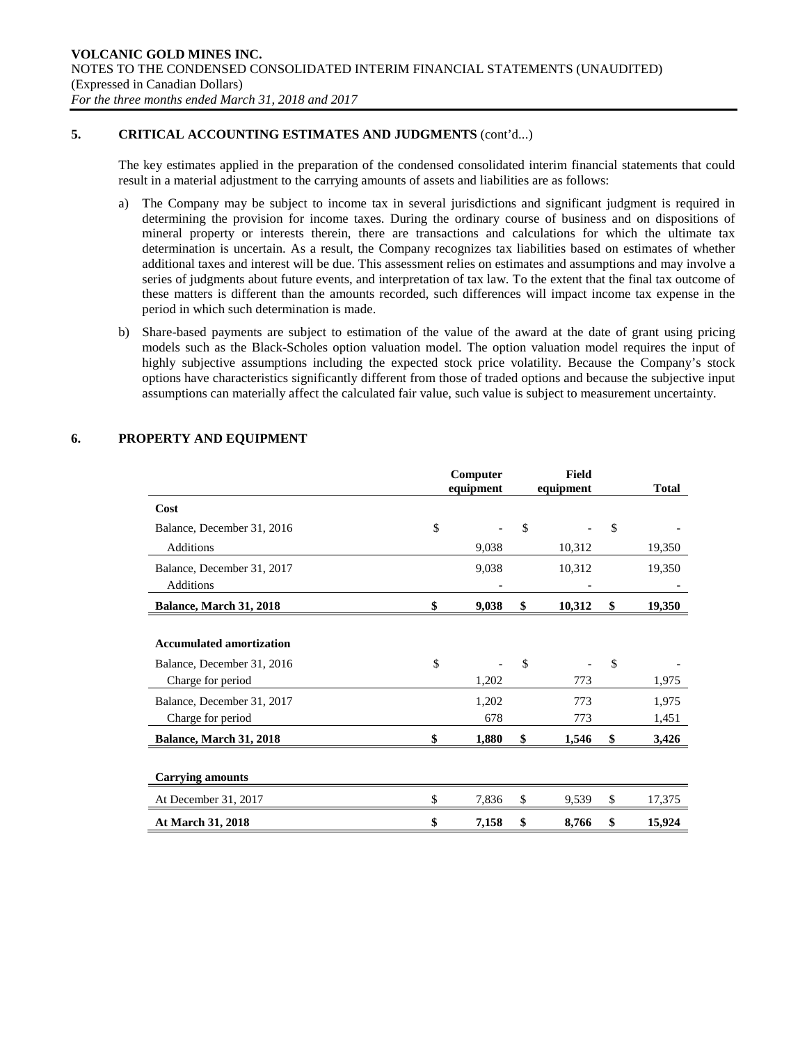## 5. CRITICAL ACCOUNTING ESTIMATES AND JUDGMENTS (cont'd...)

The key estimates applied in the preparation of the condensed consolidated interim financial statements that could result in a material adjustment to the carrying amounts of assets and liabilities are as follows:

a) The Company may be subject to income tax in several jurisdictions and significant judgment is required in determining the provision for income taxes. During the ordinary course of business and on dispositions of mineral property or interests therein, there are transactions and calculations for which the ultimate tax determination is uncertain. As a result, the Company recognizes tax liabilities based on estimates of whether additional taxes and interest will be due. This assessment relies on estimates and assumptions and may involve a series of judgments about future events, and interpretation of tax law. To the extent that the final tax outcome of these matters is different than the amounts recorded, such differences will impact income tax expense in the period in which such determination is made.

b) Share-based payments are subject to estimation of the value of the award at the date of grant using pricing models such as the Black-Scholes option valuation model. The option valuation model requires the input of highly subjective assumptions including the expected stock price volatility. Because the Company's stock options have characteristics significantly different from those of traded options and because the subjective input assumptions can materially affect the calculated fair value, such value is subject to measurement uncertainty.

## 6. PROPERTY AND EQUIPMENT

| | Computer equipment | Field equipment | Total |
|---|---|---|---|
| **Cost** | | | |
| Balance, December 31, 2016 | $ - | $ - | $ - |
| Additions | 9,038 | 10,312 | 19,350 |
| Balance, December 31, 2017 | 9,038 | 10,312 | 19,350 |
| Additions | - | - | - |
| **Balance, March 31, 2018** | **$ 9,038** | **$ 10,312** | **$ 19,350** |
| | | | |
| **Accumulated amortization** | | | |
| Balance, December 31, 2016 | $ - | $ - | $ - |
| Charge for period | 1,202 | 773 | 1,975 |
| Balance, December 31, 2017 | 1,202 | 773 | 1,975 |
| Charge for period | 678 | 773 | 1,451 |
| **Balance, March 31, 2018** | **$ 1,880** | **$ 1,546** | **$ 3,426** |
| | | | |
| **Carrying amounts** | | | |
| At December 31, 2017 | $ 7,836 | $ 9,539 | $ 17,375 |
| **At March 31, 2018** | **$ 7,158** | **$ 8,766** | **$ 15,924** |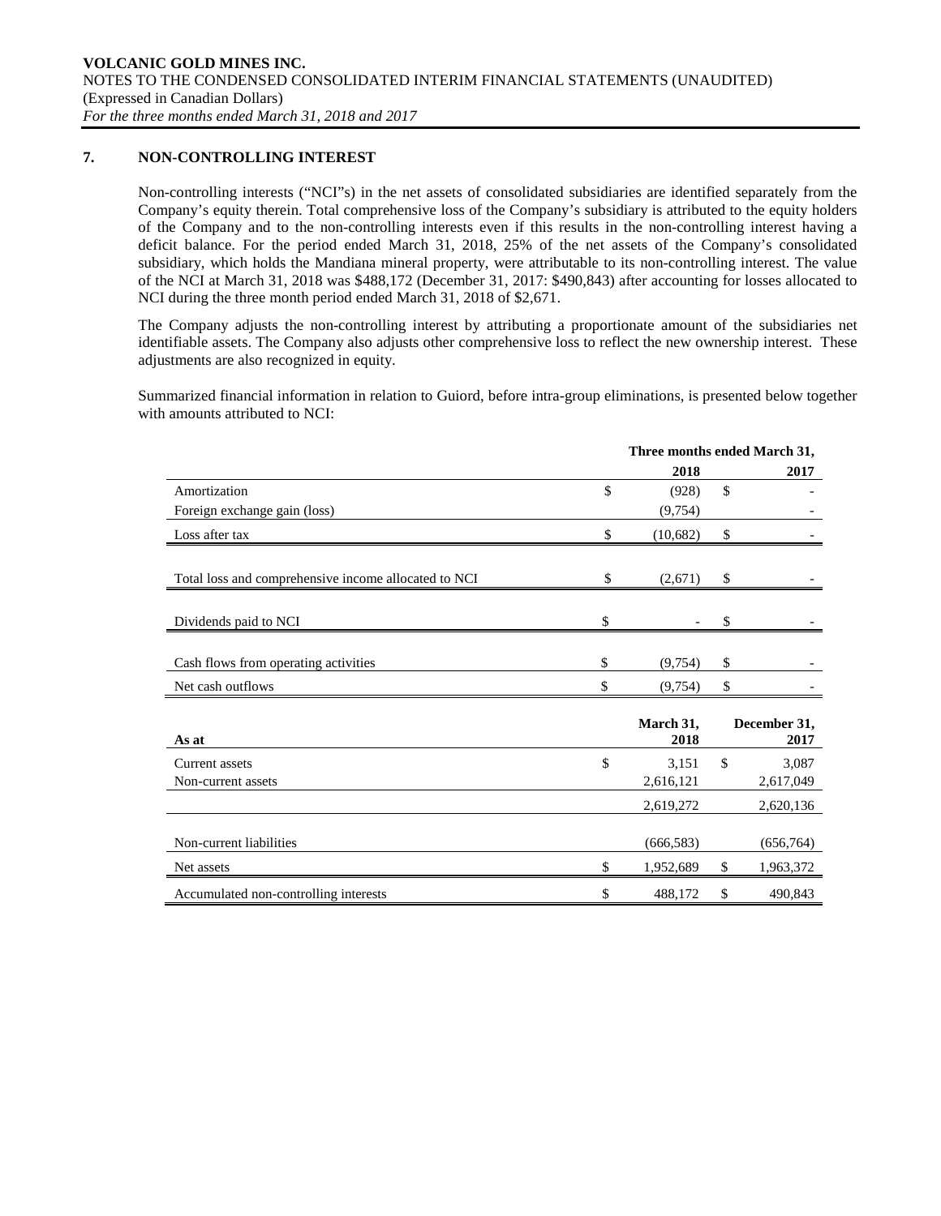## 7. NON-CONTROLLING INTEREST

Non-controlling interests ("NCI"s) in the net assets of consolidated subsidiaries are identified separately from the Company's equity therein. Total comprehensive loss of the Company's subsidiary is attributed to the equity holders of the Company and to the non-controlling interests even if this results in the non-controlling interest having a deficit balance. For the period ended March 31, 2018, 25% of the net assets of the Company's consolidated subsidiary, which holds the Mandiana mineral property, were attributable to its non-controlling interest. The value of the NCI at March 31, 2018 was $488,172 (December 31, 2017: $490,843) after accounting for losses allocated to NCI during the three month period ended March 31, 2018 of $2,671.

The Company adjusts the non-controlling interest by attributing a proportionate amount of the subsidiaries net identifiable assets. The Company also adjusts other comprehensive loss to reflect the new ownership interest. These adjustments are also recognized in equity.

Summarized financial information in relation to Guiord, before intra-group eliminations, is presented below together with amounts attributed to NCI:

| | Three months ended March 31, 2018 | Three months ended March 31, 2017 |
|---|---|---|
| Amortization | $ (928) | $ - |
| Foreign exchange gain (loss) | (9,754) | - |
| Loss after tax | $ (10,682) | $ - |
| Total loss and comprehensive income allocated to NCI | $ (2,671) | $ - |
| Dividends paid to NCI | $ - | $ - |
| Cash flows from operating activities | $ (9,754) | $ - |
| Net cash outflows | $ (9,754) | $ - |

| As at | March 31, 2018 | December 31, 2017 |
|---|---|---|
| Current assets | $ 3,151 | $ 3,087 |
| Non-current assets | 2,616,121 | 2,617,049 |
| | 2,619,272 | 2,620,136 |
| Non-current liabilities | (666,583) | (656,764) |
| Net assets | $ 1,952,689 | $ 1,963,372 |
| Accumulated non-controlling interests | $ 488,172 | $ 490,843 |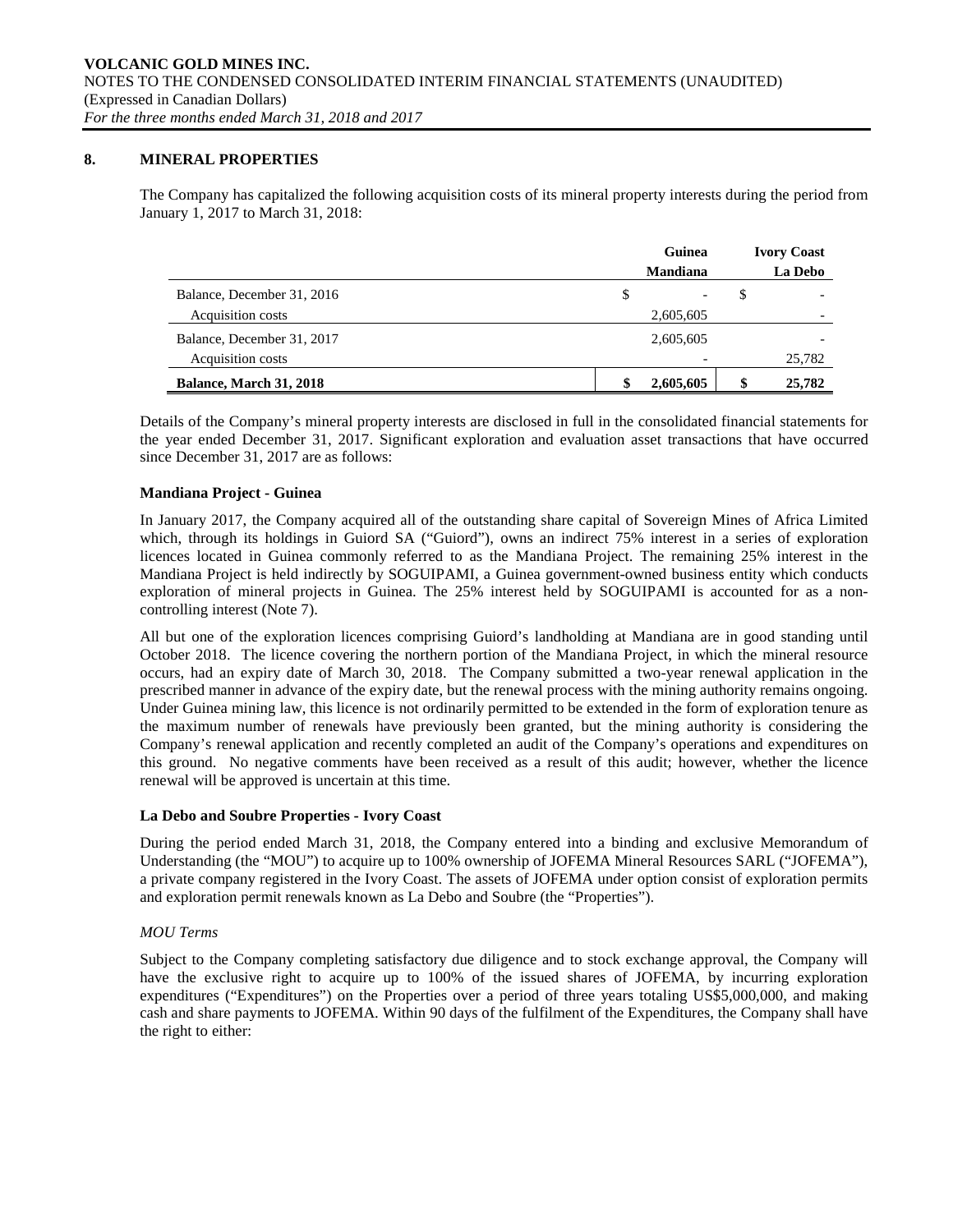## 8. MINERAL PROPERTIES

The Company has capitalized the following acquisition costs of its mineral property interests during the period from January 1, 2017 to March 31, 2018:

| | Guinea<br>Mandiana | Ivory Coast<br>La Debo |
|---|---|---|
| Balance, December 31, 2016 | $ - | $ - |
| Acquisition costs | 2,605,605 | - |
| Balance, December 31, 2017 | 2,605,605 | - |
| Acquisition costs | - | 25,782 |
| **Balance, March 31, 2018** | **$ 2,605,605** | **$ 25,782** |

Details of the Company's mineral property interests are disclosed in full in the consolidated financial statements for the year ended December 31, 2017. Significant exploration and evaluation asset transactions that have occurred since December 31, 2017 are as follows:

### Mandiana Project - Guinea

In January 2017, the Company acquired all of the outstanding share capital of Sovereign Mines of Africa Limited which, through its holdings in Guiord SA ("Guiord"), owns an indirect 75% interest in a series of exploration licences located in Guinea commonly referred to as the Mandiana Project. The remaining 25% interest in the Mandiana Project is held indirectly by SOGUIPAMI, a Guinea government-owned business entity which conducts exploration of mineral projects in Guinea. The 25% interest held by SOGUIPAMI is accounted for as a non-controlling interest (Note 7).

All but one of the exploration licences comprising Guiord's landholding at Mandiana are in good standing until October 2018. The licence covering the northern portion of the Mandiana Project, in which the mineral resource occurs, had an expiry date of March 30, 2018. The Company submitted a two-year renewal application in the prescribed manner in advance of the expiry date, but the renewal process with the mining authority remains ongoing. Under Guinea mining law, this licence is not ordinarily permitted to be extended in the form of exploration tenure as the maximum number of renewals have previously been granted, but the mining authority is considering the Company's renewal application and recently completed an audit of the Company's operations and expenditures on this ground. No negative comments have been received as a result of this audit; however, whether the licence renewal will be approved is uncertain at this time.

### La Debo and Soubre Properties - Ivory Coast

During the period ended March 31, 2018, the Company entered into a binding and exclusive Memorandum of Understanding (the "MOU") to acquire up to 100% ownership of JOFEMA Mineral Resources SARL ("JOFEMA"), a private company registered in the Ivory Coast. The assets of JOFEMA under option consist of exploration permits and exploration permit renewals known as La Debo and Soubre (the "Properties").

*MOU Terms*

Subject to the Company completing satisfactory due diligence and to stock exchange approval, the Company will have the exclusive right to acquire up to 100% of the issued shares of JOFEMA, by incurring exploration expenditures ("Expenditures") on the Properties over a period of three years totaling US$5,000,000, and making cash and share payments to JOFEMA. Within 90 days of the fulfilment of the Expenditures, the Company shall have the right to either: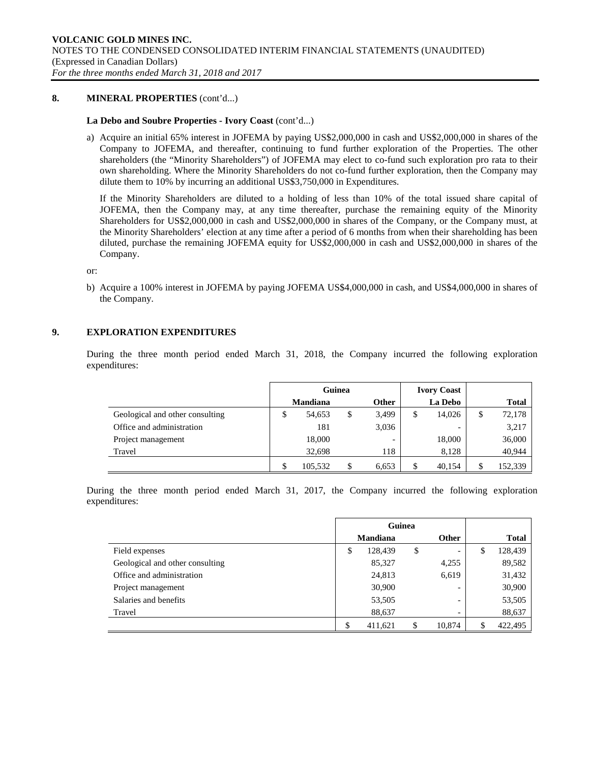## 8. MINERAL PROPERTIES (cont'd...)

**La Debo and Soubre Properties - Ivory Coast** (cont'd...)

a) Acquire an initial 65% interest in JOFEMA by paying US$2,000,000 in cash and US$2,000,000 in shares of the Company to JOFEMA, and thereafter, continuing to fund further exploration of the Properties. The other shareholders (the "Minority Shareholders") of JOFEMA may elect to co-fund such exploration pro rata to their own shareholding. Where the Minority Shareholders do not co-fund further exploration, then the Company may dilute them to 10% by incurring an additional US$3,750,000 in Expenditures.

   If the Minority Shareholders are diluted to a holding of less than 10% of the total issued share capital of JOFEMA, then the Company may, at any time thereafter, purchase the remaining equity of the Minority Shareholders for US$2,000,000 in cash and US$2,000,000 in shares of the Company, or the Company must, at the Minority Shareholders' election at any time after a period of 6 months from when their shareholding has been diluted, purchase the remaining JOFEMA equity for US$2,000,000 in cash and US$2,000,000 in shares of the Company.

or:

b) Acquire a 100% interest in JOFEMA by paying JOFEMA US$4,000,000 in cash, and US$4,000,000 in shares of the Company.

## 9. EXPLORATION EXPENDITURES

During the three month period ended March 31, 2018, the Company incurred the following exploration expenditures:

| | Guinea | | Ivory Coast | |
|---|---|---|---|---|
| | Mandiana | Other | La Debo | Total |
| Geological and other consulting | $ 54,653 | $ 3,499 | $ 14,026 | $ 72,178 |
| Office and administration | 181 | 3,036 | - | 3,217 |
| Project management | 18,000 | - | 18,000 | 36,000 |
| Travel | 32,698 | 118 | 8,128 | 40,944 |
| | $ 105,532 | $ 6,653 | $ 40,154 | $ 152,339 |

During the three month period ended March 31, 2017, the Company incurred the following exploration expenditures:

| | Guinea | | |
|---|---|---|---|
| | Mandiana | Other | Total |
| Field expenses | $ 128,439 | $ - | $ 128,439 |
| Geological and other consulting | 85,327 | 4,255 | 89,582 |
| Office and administration | 24,813 | 6,619 | 31,432 |
| Project management | 30,900 | - | 30,900 |
| Salaries and benefits | 53,505 | - | 53,505 |
| Travel | 88,637 | - | 88,637 |
| | $ 411,621 | $ 10,874 | $ 422,495 |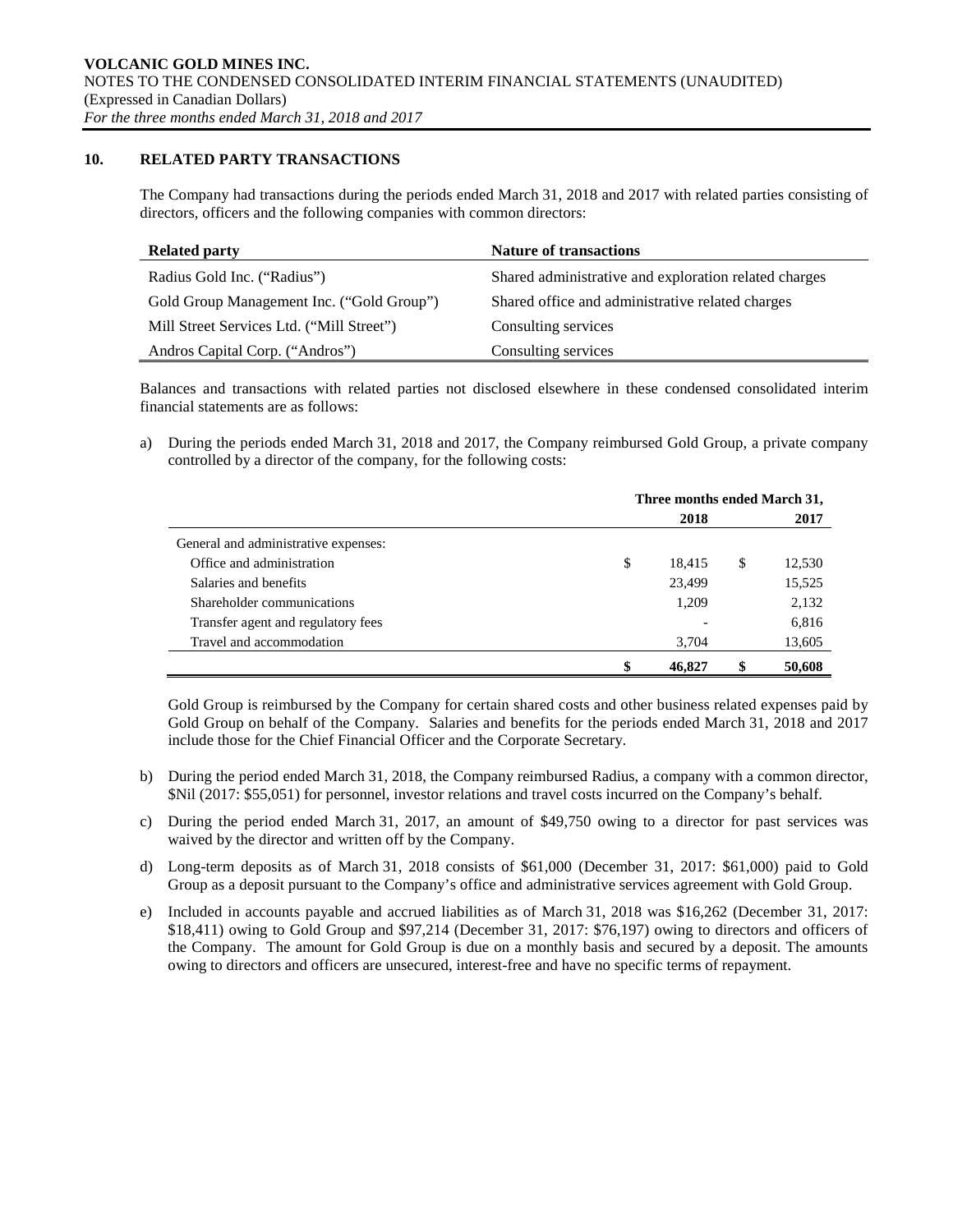## 10. RELATED PARTY TRANSACTIONS

The Company had transactions during the periods ended March 31, 2018 and 2017 with related parties consisting of directors, officers and the following companies with common directors:

| Related party | Nature of transactions |
|---|---|
| Radius Gold Inc. ("Radius") | Shared administrative and exploration related charges |
| Gold Group Management Inc. ("Gold Group") | Shared office and administrative related charges |
| Mill Street Services Ltd. ("Mill Street") | Consulting services |
| Andros Capital Corp. ("Andros") | Consulting services |

Balances and transactions with related parties not disclosed elsewhere in these condensed consolidated interim financial statements are as follows:

a) During the periods ended March 31, 2018 and 2017, the Company reimbursed Gold Group, a private company controlled by a director of the company, for the following costs:

| | Three months ended March 31, 2018 | Three months ended March 31, 2017 |
|---|---|---|
| General and administrative expenses: | | |
| Office and administration | $ 18,415 | $ 12,530 |
| Salaries and benefits | 23,499 | 15,525 |
| Shareholder communications | 1,209 | 2,132 |
| Transfer agent and regulatory fees | - | 6,816 |
| Travel and accommodation | 3,704 | 13,605 |
| | **$ 46,827** | **$ 50,608** |

Gold Group is reimbursed by the Company for certain shared costs and other business related expenses paid by Gold Group on behalf of the Company. Salaries and benefits for the periods ended March 31, 2018 and 2017 include those for the Chief Financial Officer and the Corporate Secretary.

b) During the period ended March 31, 2018, the Company reimbursed Radius, a company with a common director, $Nil (2017: $55,051) for personnel, investor relations and travel costs incurred on the Company's behalf.

c) During the period ended March 31, 2017, an amount of $49,750 owing to a director for past services was waived by the director and written off by the Company.

d) Long-term deposits as of March 31, 2018 consists of $61,000 (December 31, 2017: $61,000) paid to Gold Group as a deposit pursuant to the Company's office and administrative services agreement with Gold Group.

e) Included in accounts payable and accrued liabilities as of March 31, 2018 was $16,262 (December 31, 2017: $18,411) owing to Gold Group and $97,214 (December 31, 2017: $76,197) owing to directors and officers of the Company. The amount for Gold Group is due on a monthly basis and secured by a deposit. The amounts owing to directors and officers are unsecured, interest-free and have no specific terms of repayment.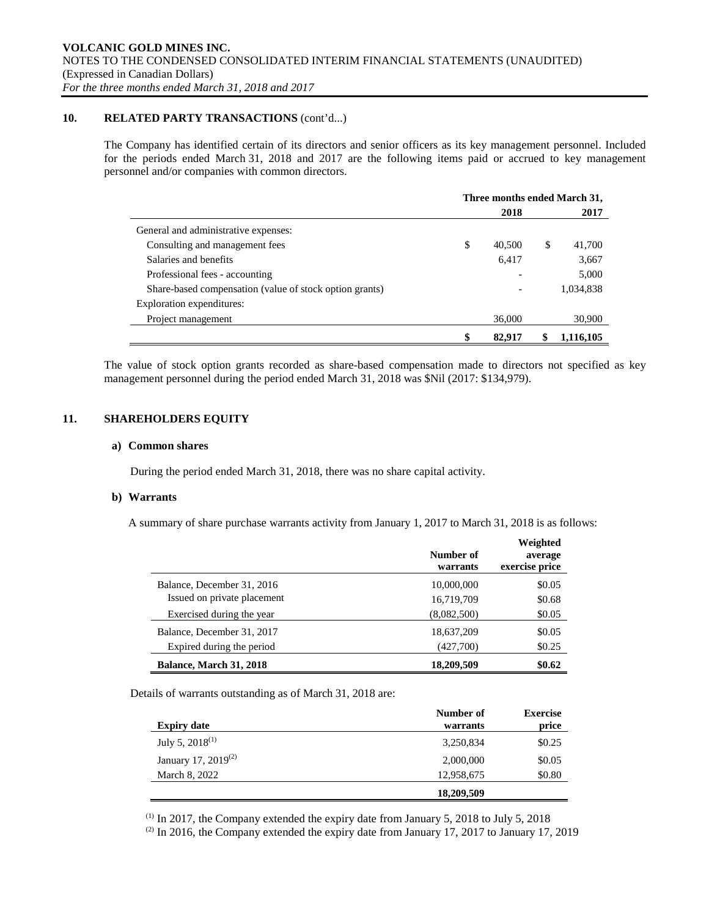## 10. RELATED PARTY TRANSACTIONS (cont'd...)

The Company has identified certain of its directors and senior officers as its key management personnel. Included for the periods ended March 31, 2018 and 2017 are the following items paid or accrued to key management personnel and/or companies with common directors.

| | Three months ended March 31, 2018 | Three months ended March 31, 2017 |
|---|---|---|
| General and administrative expenses: | | |
| Consulting and management fees | $ 40,500 | $ 41,700 |
| Salaries and benefits | 6,417 | 3,667 |
| Professional fees - accounting | - | 5,000 |
| Share-based compensation (value of stock option grants) | - | 1,034,838 |
| Exploration expenditures: | | |
| Project management | 36,000 | 30,900 |
| | **$ 82,917** | **$ 1,116,105** |

The value of stock option grants recorded as share-based compensation made to directors not specified as key management personnel during the period ended March 31, 2018 was $Nil (2017: $134,979).

## 11. SHAREHOLDERS EQUITY

### a) Common shares

During the period ended March 31, 2018, there was no share capital activity.

### b) Warrants

A summary of share purchase warrants activity from January 1, 2017 to March 31, 2018 is as follows:

| | Number of warrants | Weighted average exercise price |
|---|---|---|
| Balance, December 31, 2016 | 10,000,000 | $0.05 |
| Issued on private placement | 16,719,709 | $0.68 |
| Exercised during the year | (8,082,500) | $0.05 |
| Balance, December 31, 2017 | 18,637,209 | $0.05 |
| Expired during the period | (427,700) | $0.25 |
| **Balance, March 31, 2018** | **18,209,509** | **$0.62** |

Details of warrants outstanding as of March 31, 2018 are:

| Expiry date | Number of warrants | Exercise price |
|---|---|---|
| July 5, 2018[(1)] | 3,250,834 | $0.25 |
| January 17, 2019[(2)] | 2,000,000 | $0.05 |
| March 8, 2022 | 12,958,675 | $0.80 |
| | **18,209,509** | |

[(1)] In 2017, the Company extended the expiry date from January 5, 2018 to July 5, 2018

[(2)] In 2016, the Company extended the expiry date from January 17, 2017 to January 17, 2019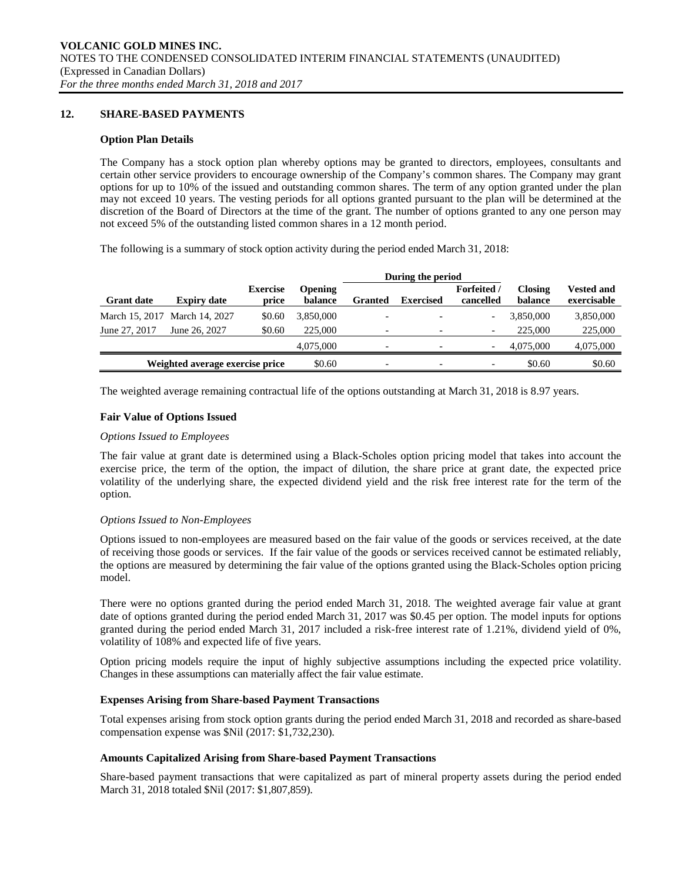## 12. SHARE-BASED PAYMENTS

### Option Plan Details

The Company has a stock option plan whereby options may be granted to directors, employees, consultants and certain other service providers to encourage ownership of the Company's common shares. The Company may grant options for up to 10% of the issued and outstanding common shares. The term of any option granted under the plan may not exceed 10 years. The vesting periods for all options granted pursuant to the plan will be determined at the discretion of the Board of Directors at the time of the grant. The number of options granted to any one person may not exceed 5% of the outstanding listed common shares in a 12 month period.

The following is a summary of stock option activity during the period ended March 31, 2018:

| | | | | During the period | | | | |
|---|---|---|---|---|---|---|---|---|
| **Grant date** | **Expiry date** | **Exercise price** | **Opening balance** | **Granted** | **Exercised** | **Forfeited / cancelled** | **Closing balance** | **Vested and exercisable** |
| March 15, 2017 | March 14, 2027 | $0.60 | 3,850,000 | - | - | - | 3,850,000 | 3,850,000 |
| June 27, 2017 | June 26, 2027 | $0.60 | 225,000 | - | - | - | 225,000 | 225,000 |
| | | | 4,075,000 | - | - | - | 4,075,000 | 4,075,000 |
| **Weighted average exercise price** | | | $0.60 | - | - | - | $0.60 | $0.60 |

The weighted average remaining contractual life of the options outstanding at March 31, 2018 is 8.97 years.

### Fair Value of Options Issued

*Options Issued to Employees*

The fair value at grant date is determined using a Black-Scholes option pricing model that takes into account the exercise price, the term of the option, the impact of dilution, the share price at grant date, the expected price volatility of the underlying share, the expected dividend yield and the risk free interest rate for the term of the option.

*Options Issued to Non-Employees*

Options issued to non-employees are measured based on the fair value of the goods or services received, at the date of receiving those goods or services. If the fair value of the goods or services received cannot be estimated reliably, the options are measured by determining the fair value of the options granted using the Black-Scholes option pricing model.

There were no options granted during the period ended March 31, 2018. The weighted average fair value at grant date of options granted during the period ended March 31, 2017 was $0.45 per option. The model inputs for options granted during the period ended March 31, 2017 included a risk-free interest rate of 1.21%, dividend yield of 0%, volatility of 108% and expected life of five years.

Option pricing models require the input of highly subjective assumptions including the expected price volatility. Changes in these assumptions can materially affect the fair value estimate.

### Expenses Arising from Share-based Payment Transactions

Total expenses arising from stock option grants during the period ended March 31, 2018 and recorded as share-based compensation expense was $Nil (2017: $1,732,230).

### Amounts Capitalized Arising from Share-based Payment Transactions

Share-based payment transactions that were capitalized as part of mineral property assets during the period ended March 31, 2018 totaled $Nil (2017: $1,807,859).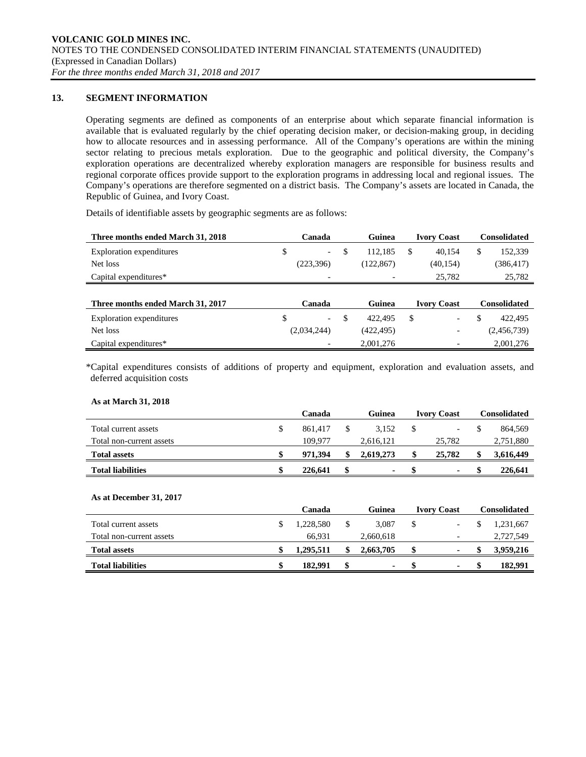## 13. SEGMENT INFORMATION

Operating segments are defined as components of an enterprise about which separate financial information is available that is evaluated regularly by the chief operating decision maker, or decision-making group, in deciding how to allocate resources and in assessing performance. All of the Company's operations are within the mining sector relating to precious metals exploration. Due to the geographic and political diversity, the Company's exploration operations are decentralized whereby exploration managers are responsible for business results and regional corporate offices provide support to the exploration programs in addressing local and regional issues. The Company's operations are therefore segmented on a district basis. The Company's assets are located in Canada, the Republic of Guinea, and Ivory Coast.

Details of identifiable assets by geographic segments are as follows:

| Three months ended March 31, 2018 | Canada | Guinea | Ivory Coast | Consolidated |
|---|---|---|---|---|
| Exploration expenditures | $ - | $ 112,185 | $ 40,154 | $ 152,339 |
| Net loss | (223,396) | (122,867) | (40,154) | (386,417) |
| Capital expenditures* | - | - | 25,782 | 25,782 |

| Three months ended March 31, 2017 | Canada | Guinea | Ivory Coast | Consolidated |
|---|---|---|---|---|
| Exploration expenditures | $ - | $ 422,495 | $ - | $ 422,495 |
| Net loss | (2,034,244) | (422,495) | - | (2,456,739) |
| Capital expenditures* | - | 2,001,276 | - | 2,001,276 |

*Capital expenditures consists of additions of property and equipment, exploration and evaluation assets, and deferred acquisition costs

**As at March 31, 2018**

| | Canada | Guinea | Ivory Coast | Consolidated |
|---|---|---|---|---|
| Total current assets | $ 861,417 | $ 3,152 | $ - | $ 864,569 |
| Total non-current assets | 109,977 | 2,616,121 | 25,782 | 2,751,880 |
| **Total assets** | **$ 971,394** | **$ 2,619,273** | **$ 25,782** | **$ 3,616,449** |
| **Total liabilities** | **$ 226,641** | **$ -** | **$ -** | **$ 226,641** |

**As at December 31, 2017**

| | Canada | Guinea | Ivory Coast | Consolidated |
|---|---|---|---|---|
| Total current assets | $ 1,228,580 | $ 3,087 | $ - | $ 1,231,667 |
| Total non-current assets | 66,931 | 2,660,618 | - | 2,727,549 |
| **Total assets** | **$ 1,295,511** | **$ 2,663,705** | **$ -** | **$ 3,959,216** |
| **Total liabilities** | **$ 182,991** | **$ -** | **$ -** | **$ 182,991** |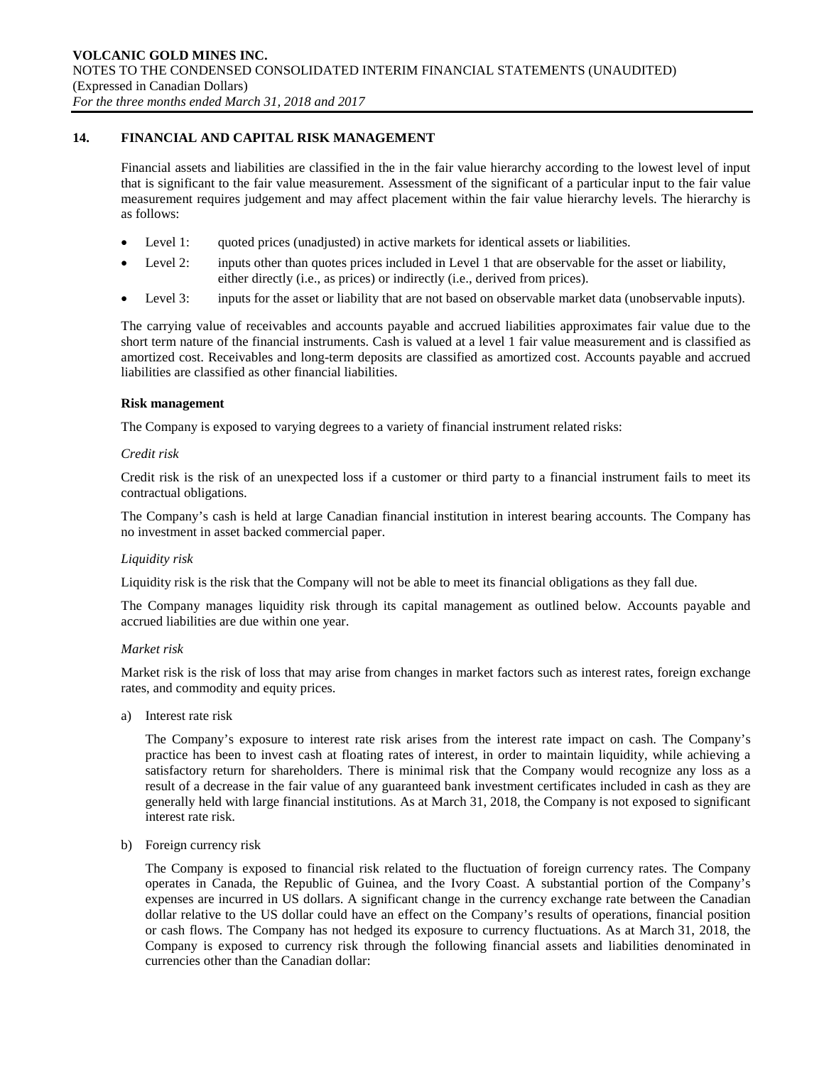## 14. FINANCIAL AND CAPITAL RISK MANAGEMENT

Financial assets and liabilities are classified in the in the fair value hierarchy according to the lowest level of input that is significant to the fair value measurement. Assessment of the significant of a particular input to the fair value measurement requires judgement and may affect placement within the fair value hierarchy levels. The hierarchy is as follows:

- Level 1: quoted prices (unadjusted) in active markets for identical assets or liabilities.
- Level 2: inputs other than quotes prices included in Level 1 that are observable for the asset or liability, either directly (i.e., as prices) or indirectly (i.e., derived from prices).
- Level 3: inputs for the asset or liability that are not based on observable market data (unobservable inputs).

The carrying value of receivables and accounts payable and accrued liabilities approximates fair value due to the short term nature of the financial instruments. Cash is valued at a level 1 fair value measurement and is classified as amortized cost. Receivables and long-term deposits are classified as amortized cost. Accounts payable and accrued liabilities are classified as other financial liabilities.

**Risk management**

The Company is exposed to varying degrees to a variety of financial instrument related risks:

*Credit risk*

Credit risk is the risk of an unexpected loss if a customer or third party to a financial instrument fails to meet its contractual obligations.

The Company's cash is held at large Canadian financial institution in interest bearing accounts. The Company has no investment in asset backed commercial paper.

*Liquidity risk*

Liquidity risk is the risk that the Company will not be able to meet its financial obligations as they fall due.

The Company manages liquidity risk through its capital management as outlined below. Accounts payable and accrued liabilities are due within one year.

*Market risk*

Market risk is the risk of loss that may arise from changes in market factors such as interest rates, foreign exchange rates, and commodity and equity prices.

a) Interest rate risk

   The Company's exposure to interest rate risk arises from the interest rate impact on cash. The Company's practice has been to invest cash at floating rates of interest, in order to maintain liquidity, while achieving a satisfactory return for shareholders. There is minimal risk that the Company would recognize any loss as a result of a decrease in the fair value of any guaranteed bank investment certificates included in cash as they are generally held with large financial institutions. As at March 31, 2018, the Company is not exposed to significant interest rate risk.

b) Foreign currency risk

   The Company is exposed to financial risk related to the fluctuation of foreign currency rates. The Company operates in Canada, the Republic of Guinea, and the Ivory Coast. A substantial portion of the Company's expenses are incurred in US dollars. A significant change in the currency exchange rate between the Canadian dollar relative to the US dollar could have an effect on the Company's results of operations, financial position or cash flows. The Company has not hedged its exposure to currency fluctuations. As at March 31, 2018, the Company is exposed to currency risk through the following financial assets and liabilities denominated in currencies other than the Canadian dollar: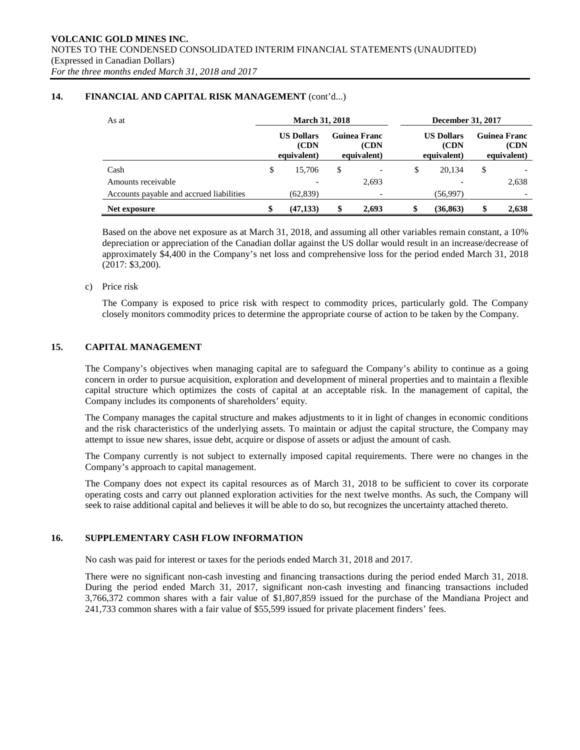## 14. FINANCIAL AND CAPITAL RISK MANAGEMENT (cont'd...)

| As at | March 31, 2018 | | | | December 31, 2017 | | | |
|---|---|---|---|---|---|---|---|---|
| | US Dollars (CDN equivalent) | | Guinea Franc (CDN equivalent) | | US Dollars (CDN equivalent) | | Guinea Franc (CDN equivalent) | |
| Cash | $ | 15,706 | $ | - | $ | 20,134 | $ | - |
| Amounts receivable | | - | | 2,693 | | - | | 2,638 |
| Accounts payable and accrued liabilities | | (62,839) | | - | | (56,997) | | - |
| **Net exposure** | **$** | **(47,133)** | **$** | **2,693** | **$** | **(36,863)** | **$** | **2,638** |

Based on the above net exposure as at March 31, 2018, and assuming all other variables remain constant, a 10% depreciation or appreciation of the Canadian dollar against the US dollar would result in an increase/decrease of approximately $4,400 in the Company's net loss and comprehensive loss for the period ended March 31, 2018 (2017: $3,200).

c) Price risk

The Company is exposed to price risk with respect to commodity prices, particularly gold. The Company closely monitors commodity prices to determine the appropriate course of action to be taken by the Company.

## 15. CAPITAL MANAGEMENT

The Company's objectives when managing capital are to safeguard the Company's ability to continue as a going concern in order to pursue acquisition, exploration and development of mineral properties and to maintain a flexible capital structure which optimizes the costs of capital at an acceptable risk. In the management of capital, the Company includes its components of shareholders' equity.

The Company manages the capital structure and makes adjustments to it in light of changes in economic conditions and the risk characteristics of the underlying assets. To maintain or adjust the capital structure, the Company may attempt to issue new shares, issue debt, acquire or dispose of assets or adjust the amount of cash.

The Company currently is not subject to externally imposed capital requirements. There were no changes in the Company's approach to capital management.

The Company does not expect its capital resources as of March 31, 2018 to be sufficient to cover its corporate operating costs and carry out planned exploration activities for the next twelve months. As such, the Company will seek to raise additional capital and believes it will be able to do so, but recognizes the uncertainty attached thereto.

## 16. SUPPLEMENTARY CASH FLOW INFORMATION

No cash was paid for interest or taxes for the periods ended March 31, 2018 and 2017.

There were no significant non-cash investing and financing transactions during the period ended March 31, 2018. During the period ended March 31, 2017, significant non-cash investing and financing transactions included 3,766,372 common shares with a fair value of $1,807,859 issued for the purchase of the Mandiana Project and 241,733 common shares with a fair value of $55,599 issued for private placement finders' fees.